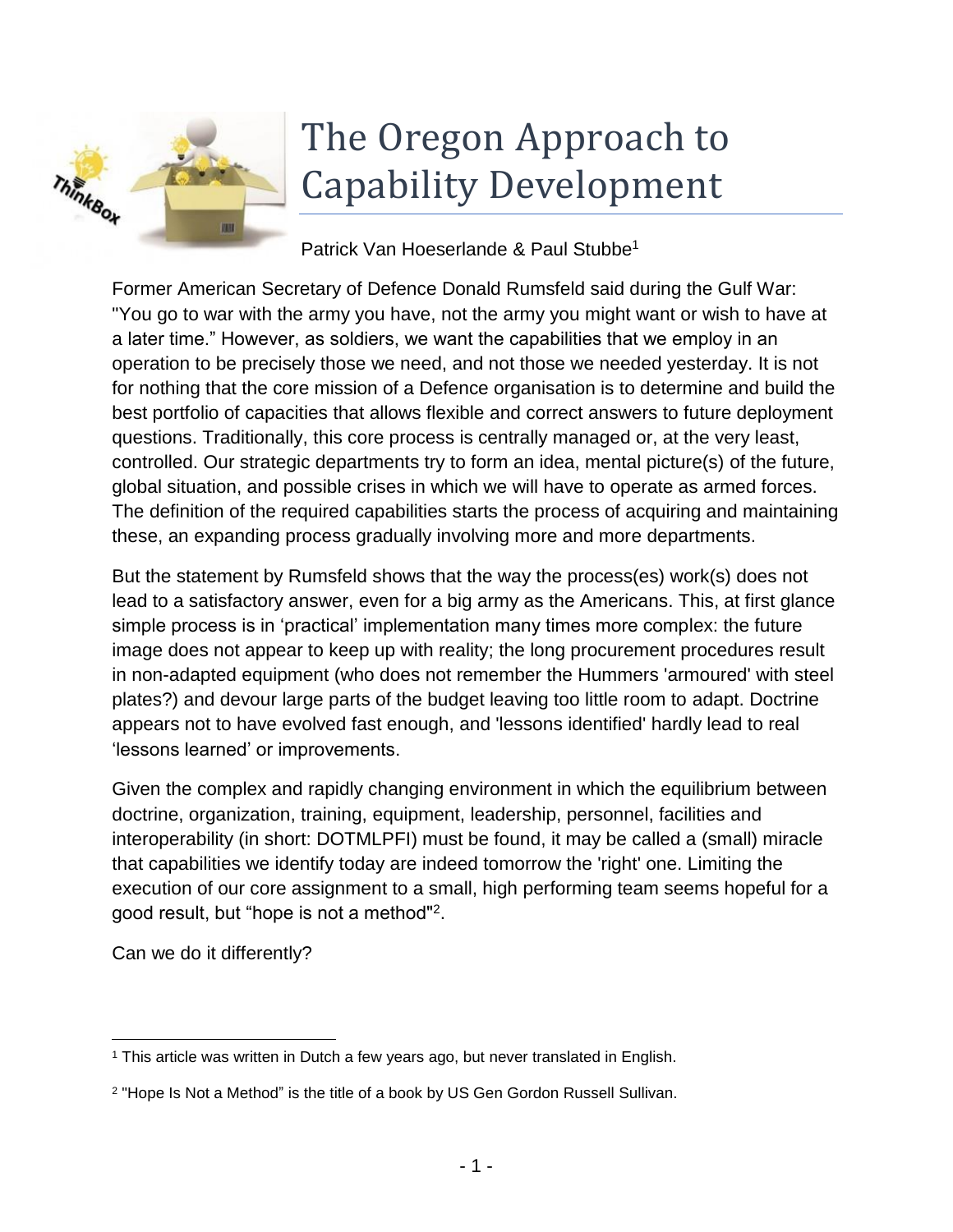# The Oregon Approach to Capability Development

Patrick Van Hoeserlande & Paul Stubbe[1]

Former American Secretary of Defence Donald Rumsfeld said during the Gulf War: "You go to war with the army you have, not the army you might want or wish to have at a later time." However, as soldiers, we want the capabilities that we employ in an operation to be precisely those we need, and not those we needed yesterday. It is not for nothing that the core mission of a Defence organisation is to determine and build the best portfolio of capacities that allows flexible and correct answers to future deployment questions. Traditionally, this core process is centrally managed or, at the very least, controlled. Our strategic departments try to form an idea, mental picture(s) of the future, global situation, and possible crises in which we will have to operate as armed forces. The definition of the required capabilities starts the process of acquiring and maintaining these, an expanding process gradually involving more and more departments.

But the statement by Rumsfeld shows that the way the process(es) work(s) does not lead to a satisfactory answer, even for a big army as the Americans. This, at first glance simple process is in 'practical' implementation many times more complex: the future image does not appear to keep up with reality; the long procurement procedures result in non-adapted equipment (who does not remember the Hummers 'armoured' with steel plates?) and devour large parts of the budget leaving too little room to adapt. Doctrine appears not to have evolved fast enough, and 'lessons identified' hardly lead to real 'lessons learned' or improvements.

Given the complex and rapidly changing environment in which the equilibrium between doctrine, organization, training, equipment, leadership, personnel, facilities and interoperability (in short: DOTMLPFI) must be found, it may be called a (small) miracle that capabilities we identify today are indeed tomorrow the 'right' one. Limiting the execution of our core assignment to a small, high performing team seems hopeful for a good result, but "hope is not a method"[2].

Can we do it differently?

---

[1] This article was written in Dutch a few years ago, but never translated in English.

[2] "Hope Is Not a Method" is the title of a book by US Gen Gordon Russell Sullivan.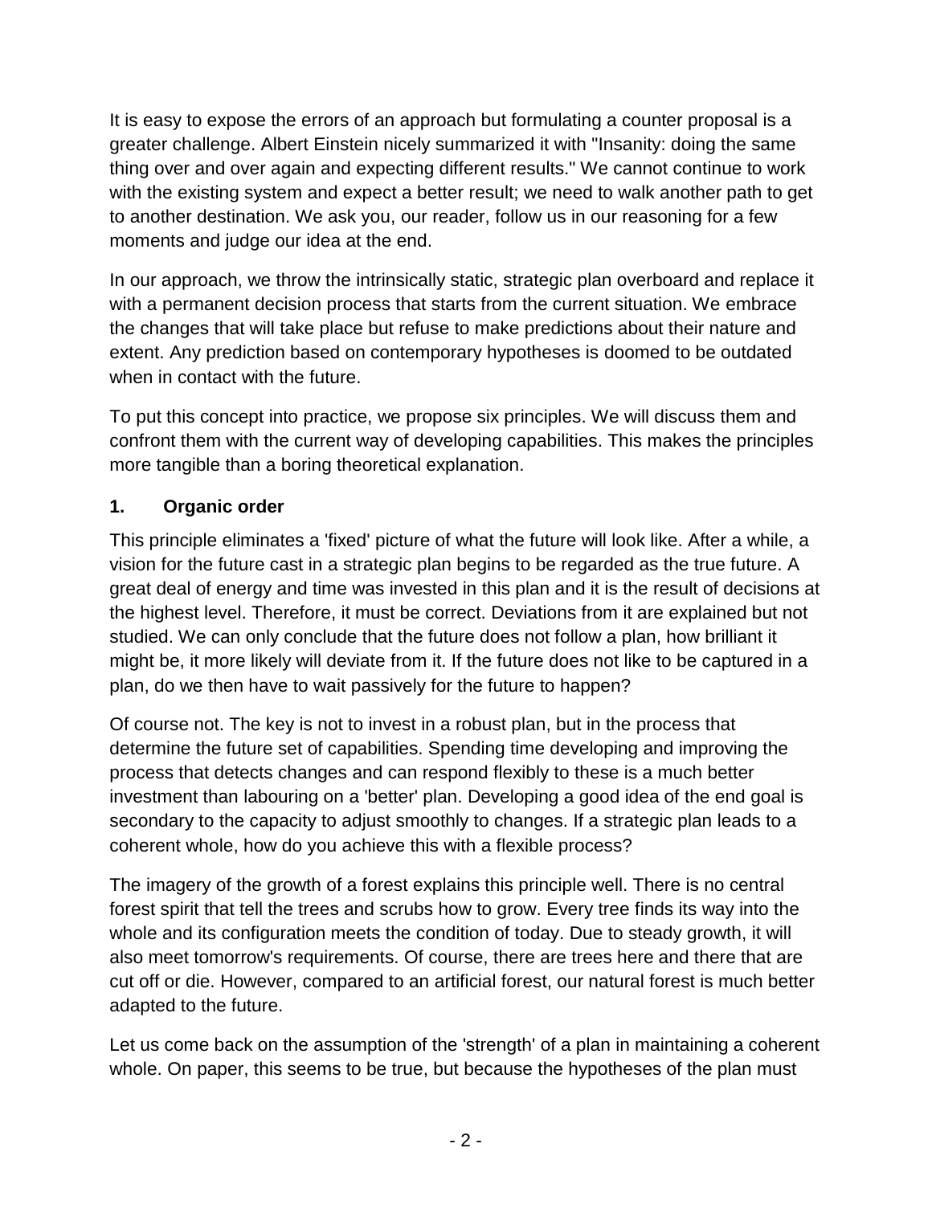It is easy to expose the errors of an approach but formulating a counter proposal is a greater challenge. Albert Einstein nicely summarized it with "Insanity: doing the same thing over and over again and expecting different results." We cannot continue to work with the existing system and expect a better result; we need to walk another path to get to another destination. We ask you, our reader, follow us in our reasoning for a few moments and judge our idea at the end.

In our approach, we throw the intrinsically static, strategic plan overboard and replace it with a permanent decision process that starts from the current situation. We embrace the changes that will take place but refuse to make predictions about their nature and extent. Any prediction based on contemporary hypotheses is doomed to be outdated when in contact with the future.

To put this concept into practice, we propose six principles. We will discuss them and confront them with the current way of developing capabilities. This makes the principles more tangible than a boring theoretical explanation.

### 1. Organic order

This principle eliminates a 'fixed' picture of what the future will look like. After a while, a vision for the future cast in a strategic plan begins to be regarded as the true future. A great deal of energy and time was invested in this plan and it is the result of decisions at the highest level. Therefore, it must be correct. Deviations from it are explained but not studied. We can only conclude that the future does not follow a plan, how brilliant it might be, it more likely will deviate from it. If the future does not like to be captured in a plan, do we then have to wait passively for the future to happen?

Of course not. The key is not to invest in a robust plan, but in the process that determine the future set of capabilities. Spending time developing and improving the process that detects changes and can respond flexibly to these is a much better investment than labouring on a 'better' plan. Developing a good idea of the end goal is secondary to the capacity to adjust smoothly to changes. If a strategic plan leads to a coherent whole, how do you achieve this with a flexible process?

The imagery of the growth of a forest explains this principle well. There is no central forest spirit that tell the trees and scrubs how to grow. Every tree finds its way into the whole and its configuration meets the condition of today. Due to steady growth, it will also meet tomorrow's requirements. Of course, there are trees here and there that are cut off or die. However, compared to an artificial forest, our natural forest is much better adapted to the future.

Let us come back on the assumption of the 'strength' of a plan in maintaining a coherent whole. On paper, this seems to be true, but because the hypotheses of the plan must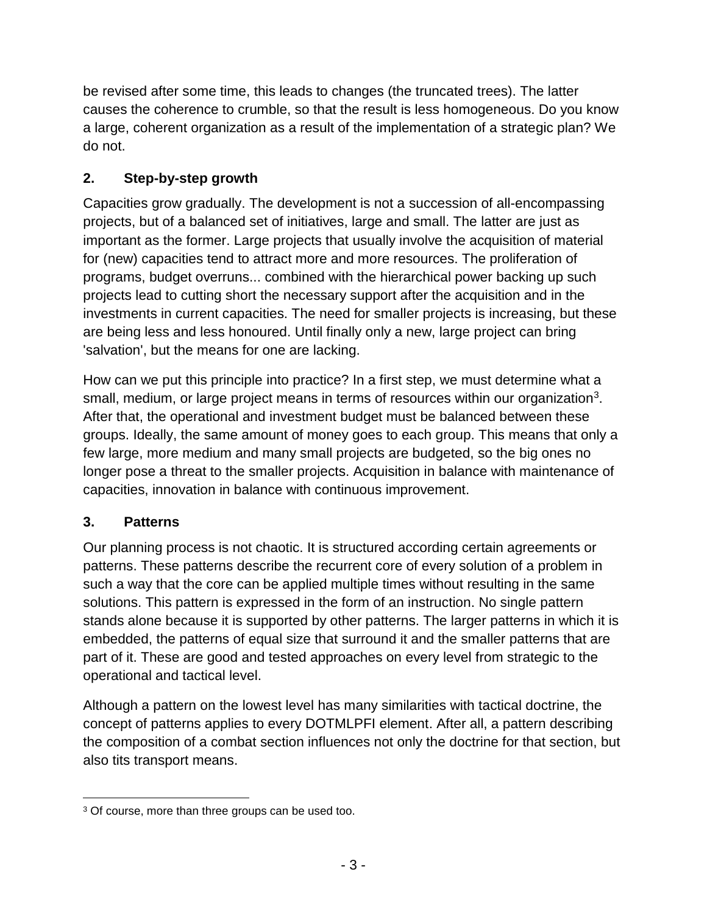be revised after some time, this leads to changes (the truncated trees). The latter causes the coherence to crumble, so that the result is less homogeneous. Do you know a large, coherent organization as a result of the implementation of a strategic plan? We do not.

## 2. Step-by-step growth

Capacities grow gradually. The development is not a succession of all-encompassing projects, but of a balanced set of initiatives, large and small. The latter are just as important as the former. Large projects that usually involve the acquisition of material for (new) capacities tend to attract more and more resources. The proliferation of programs, budget overruns... combined with the hierarchical power backing up such projects lead to cutting short the necessary support after the acquisition and in the investments in current capacities. The need for smaller projects is increasing, but these are being less and less honoured. Until finally only a new, large project can bring 'salvation', but the means for one are lacking.

How can we put this principle into practice? In a first step, we must determine what a small, medium, or large project means in terms of resources within our organization[3]. After that, the operational and investment budget must be balanced between these groups. Ideally, the same amount of money goes to each group. This means that only a few large, more medium and many small projects are budgeted, so the big ones no longer pose a threat to the smaller projects. Acquisition in balance with maintenance of capacities, innovation in balance with continuous improvement.

## 3. Patterns

Our planning process is not chaotic. It is structured according certain agreements or patterns. These patterns describe the recurrent core of every solution of a problem in such a way that the core can be applied multiple times without resulting in the same solutions. This pattern is expressed in the form of an instruction. No single pattern stands alone because it is supported by other patterns. The larger patterns in which it is embedded, the patterns of equal size that surround it and the smaller patterns that are part of it. These are good and tested approaches on every level from strategic to the operational and tactical level.

Although a pattern on the lowest level has many similarities with tactical doctrine, the concept of patterns applies to every DOTMLPFI element. After all, a pattern describing the composition of a combat section influences not only the doctrine for that section, but also tits transport means.

[3] Of course, more than three groups can be used too.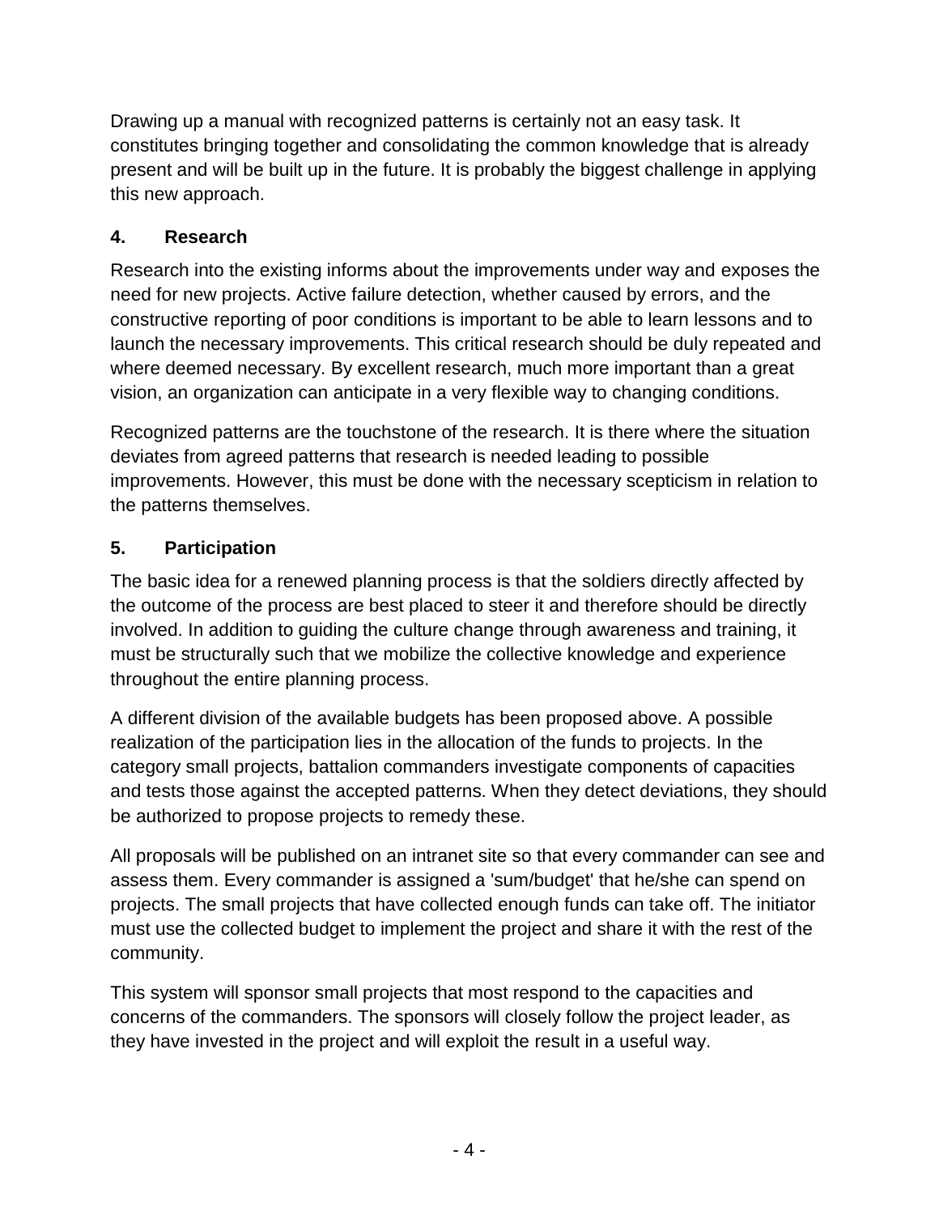Drawing up a manual with recognized patterns is certainly not an easy task. It constitutes bringing together and consolidating the common knowledge that is already present and will be built up in the future. It is probably the biggest challenge in applying this new approach.

## 4. Research

Research into the existing informs about the improvements under way and exposes the need for new projects. Active failure detection, whether caused by errors, and the constructive reporting of poor conditions is important to be able to learn lessons and to launch the necessary improvements. This critical research should be duly repeated and where deemed necessary. By excellent research, much more important than a great vision, an organization can anticipate in a very flexible way to changing conditions.

Recognized patterns are the touchstone of the research. It is there where the situation deviates from agreed patterns that research is needed leading to possible improvements. However, this must be done with the necessary scepticism in relation to the patterns themselves.

## 5. Participation

The basic idea for a renewed planning process is that the soldiers directly affected by the outcome of the process are best placed to steer it and therefore should be directly involved. In addition to guiding the culture change through awareness and training, it must be structurally such that we mobilize the collective knowledge and experience throughout the entire planning process.

A different division of the available budgets has been proposed above. A possible realization of the participation lies in the allocation of the funds to projects. In the category small projects, battalion commanders investigate components of capacities and tests those against the accepted patterns. When they detect deviations, they should be authorized to propose projects to remedy these.

All proposals will be published on an intranet site so that every commander can see and assess them. Every commander is assigned a 'sum/budget' that he/she can spend on projects. The small projects that have collected enough funds can take off. The initiator must use the collected budget to implement the project and share it with the rest of the community.

This system will sponsor small projects that most respond to the capacities and concerns of the commanders. The sponsors will closely follow the project leader, as they have invested in the project and will exploit the result in a useful way.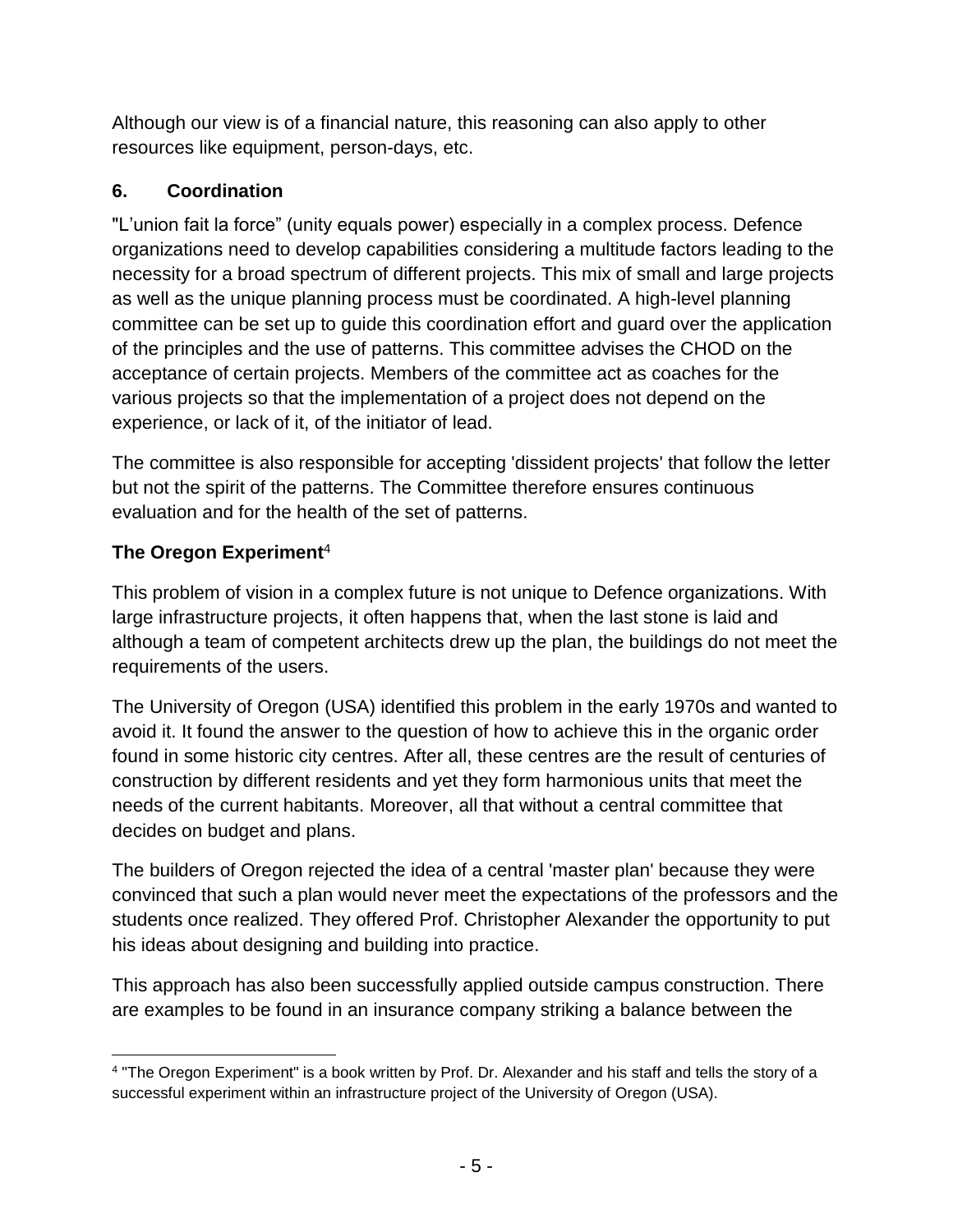Although our view is of a financial nature, this reasoning can also apply to other resources like equipment, person-days, etc.

## 6. Coordination

"L'union fait la force" (unity equals power) especially in a complex process. Defence organizations need to develop capabilities considering a multitude factors leading to the necessity for a broad spectrum of different projects. This mix of small and large projects as well as the unique planning process must be coordinated. A high-level planning committee can be set up to guide this coordination effort and guard over the application of the principles and the use of patterns. This committee advises the CHOD on the acceptance of certain projects. Members of the committee act as coaches for the various projects so that the implementation of a project does not depend on the experience, or lack of it, of the initiator of lead.

The committee is also responsible for accepting 'dissident projects' that follow the letter but not the spirit of the patterns. The Committee therefore ensures continuous evaluation and for the health of the set of patterns.

### The Oregon Experiment[4]

This problem of vision in a complex future is not unique to Defence organizations. With large infrastructure projects, it often happens that, when the last stone is laid and although a team of competent architects drew up the plan, the buildings do not meet the requirements of the users.

The University of Oregon (USA) identified this problem in the early 1970s and wanted to avoid it. It found the answer to the question of how to achieve this in the organic order found in some historic city centres. After all, these centres are the result of centuries of construction by different residents and yet they form harmonious units that meet the needs of the current habitants. Moreover, all that without a central committee that decides on budget and plans.

The builders of Oregon rejected the idea of a central 'master plan' because they were convinced that such a plan would never meet the expectations of the professors and the students once realized. They offered Prof. Christopher Alexander the opportunity to put his ideas about designing and building into practice.

This approach has also been successfully applied outside campus construction. There are examples to be found in an insurance company striking a balance between the

[4] "The Oregon Experiment" is a book written by Prof. Dr. Alexander and his staff and tells the story of a successful experiment within an infrastructure project of the University of Oregon (USA).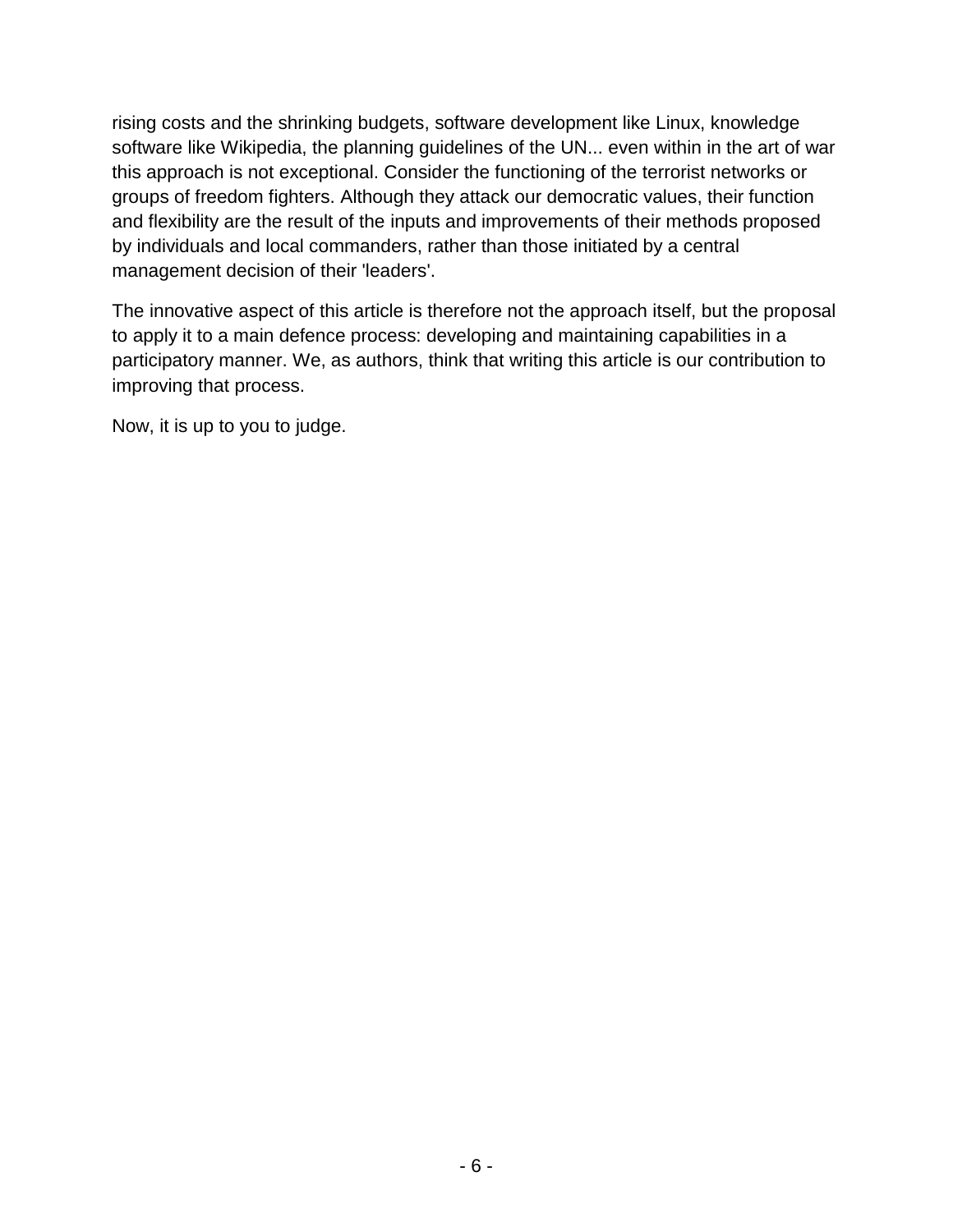rising costs and the shrinking budgets, software development like Linux, knowledge software like Wikipedia, the planning guidelines of the UN... even within in the art of war this approach is not exceptional. Consider the functioning of the terrorist networks or groups of freedom fighters. Although they attack our democratic values, their function and flexibility are the result of the inputs and improvements of their methods proposed by individuals and local commanders, rather than those initiated by a central management decision of their 'leaders'.

The innovative aspect of this article is therefore not the approach itself, but the proposal to apply it to a main defence process: developing and maintaining capabilities in a participatory manner. We, as authors, think that writing this article is our contribution to improving that process.

Now, it is up to you to judge.